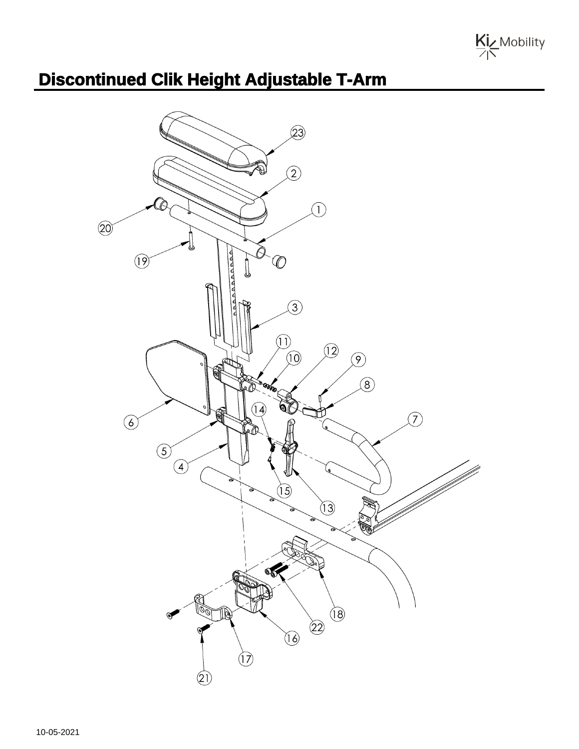# Discontinued Clik Height Adjustable T-Arm

10-05-2021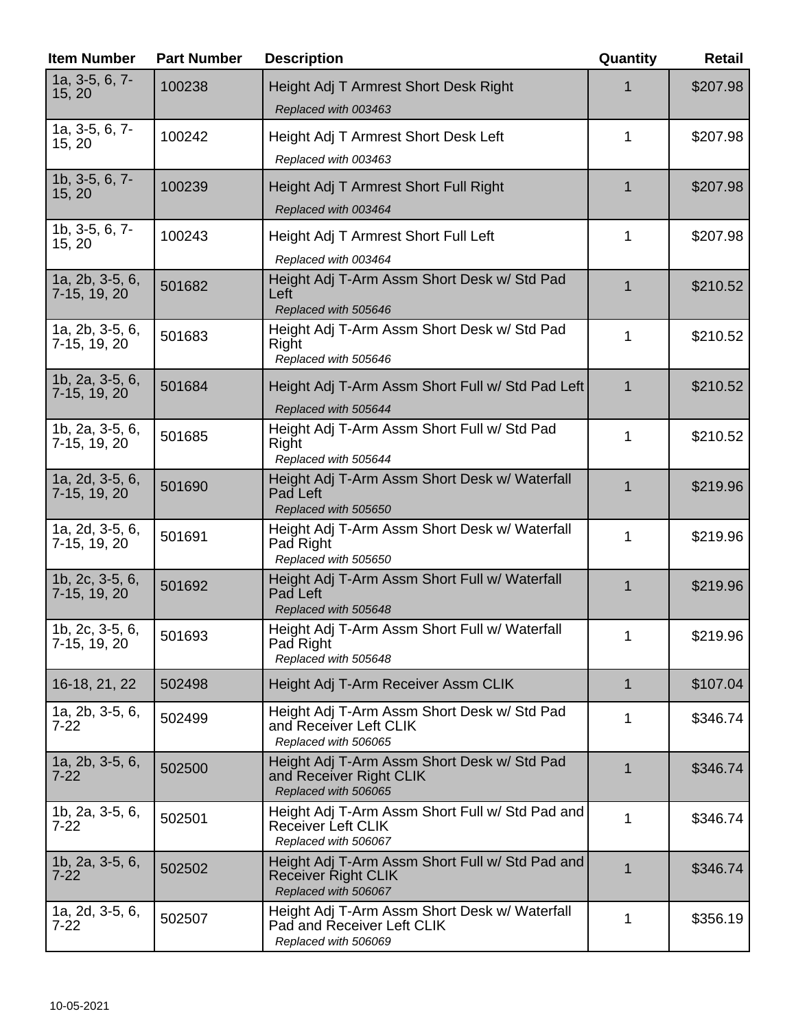| Item Number | Part Number | Description | Quantity | Retail |
|---|---|---|---|---|
| 1a, 3-5, 6, 7-15, 20 | 100238 | Height Adj T Armrest Short Desk Right<br>*Replaced with 003463* | 1 | $207.98 |
| 1a, 3-5, 6, 7-15, 20 | 100242 | Height Adj T Armrest Short Desk Left<br>*Replaced with 003463* | 1 | $207.98 |
| 1b, 3-5, 6, 7-15, 20 | 100239 | Height Adj T Armrest Short Full Right<br>*Replaced with 003464* | 1 | $207.98 |
| 1b, 3-5, 6, 7-15, 20 | 100243 | Height Adj T Armrest Short Full Left<br>*Replaced with 003464* | 1 | $207.98 |
| 1a, 2b, 3-5, 6, 7-15, 19, 20 | 501682 | Height Adj T-Arm Assm Short Desk w/ Std Pad Left<br>*Replaced with 505646* | 1 | $210.52 |
| 1a, 2b, 3-5, 6, 7-15, 19, 20 | 501683 | Height Adj T-Arm Assm Short Desk w/ Std Pad Right<br>*Replaced with 505646* | 1 | $210.52 |
| 1b, 2a, 3-5, 6, 7-15, 19, 20 | 501684 | Height Adj T-Arm Assm Short Full w/ Std Pad Left<br>*Replaced with 505644* | 1 | $210.52 |
| 1b, 2a, 3-5, 6, 7-15, 19, 20 | 501685 | Height Adj T-Arm Assm Short Full w/ Std Pad Right<br>*Replaced with 505644* | 1 | $210.52 |
| 1a, 2d, 3-5, 6, 7-15, 19, 20 | 501690 | Height Adj T-Arm Assm Short Desk w/ Waterfall Pad Left<br>*Replaced with 505650* | 1 | $219.96 |
| 1a, 2d, 3-5, 6, 7-15, 19, 20 | 501691 | Height Adj T-Arm Assm Short Desk w/ Waterfall Pad Right<br>*Replaced with 505650* | 1 | $219.96 |
| 1b, 2c, 3-5, 6, 7-15, 19, 20 | 501692 | Height Adj T-Arm Assm Short Full w/ Waterfall Pad Left<br>*Replaced with 505648* | 1 | $219.96 |
| 1b, 2c, 3-5, 6, 7-15, 19, 20 | 501693 | Height Adj T-Arm Assm Short Full w/ Waterfall Pad Right<br>*Replaced with 505648* | 1 | $219.96 |
| 16-18, 21, 22 | 502498 | Height Adj T-Arm Receiver Assm CLIK | 1 | $107.04 |
| 1a, 2b, 3-5, 6, 7-22 | 502499 | Height Adj T-Arm Assm Short Desk w/ Std Pad and Receiver Left CLIK<br>*Replaced with 506065* | 1 | $346.74 |
| 1a, 2b, 3-5, 6, 7-22 | 502500 | Height Adj T-Arm Assm Short Desk w/ Std Pad and Receiver Right CLIK<br>*Replaced with 506065* | 1 | $346.74 |
| 1b, 2a, 3-5, 6, 7-22 | 502501 | Height Adj T-Arm Assm Short Full w/ Std Pad and Receiver Left CLIK<br>*Replaced with 506067* | 1 | $346.74 |
| 1b, 2a, 3-5, 6, 7-22 | 502502 | Height Adj T-Arm Assm Short Full w/ Std Pad and Receiver Right CLIK<br>*Replaced with 506067* | 1 | $346.74 |
| 1a, 2d, 3-5, 6, 7-22 | 502507 | Height Adj T-Arm Assm Short Desk w/ Waterfall Pad and Receiver Left CLIK<br>*Replaced with 506069* | 1 | $356.19 |

10-05-2021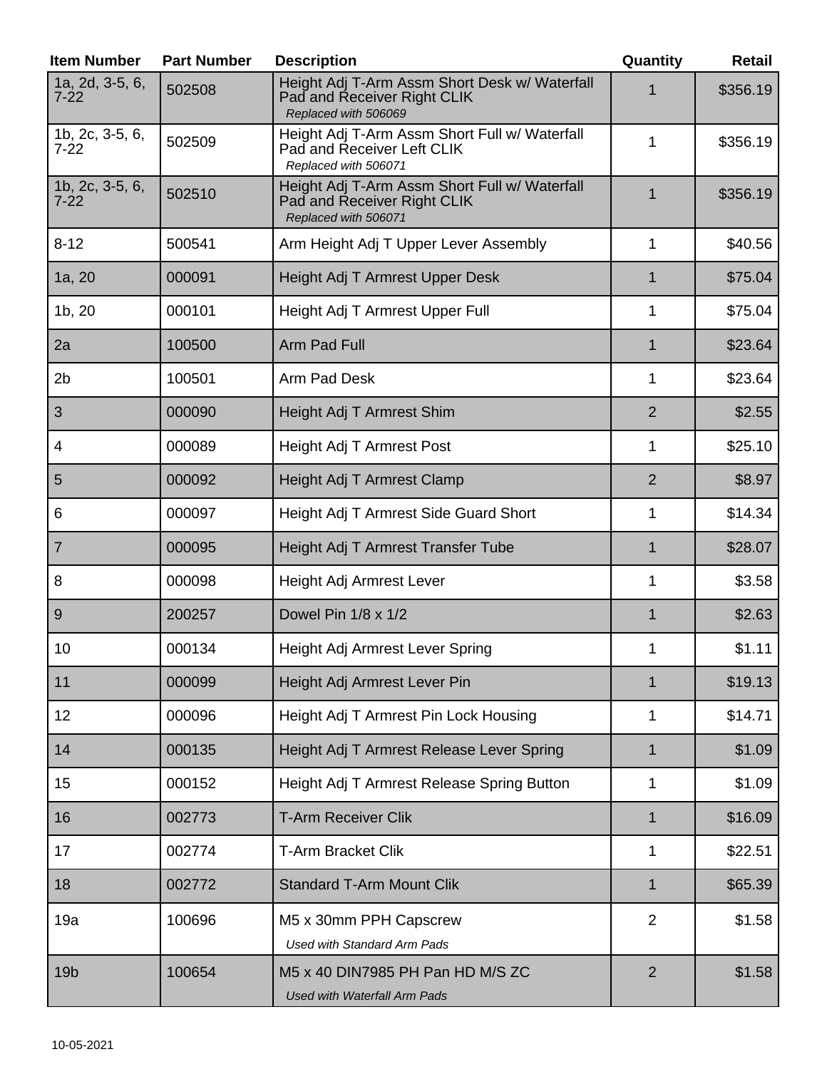| Item Number | Part Number | Description | Quantity | Retail |
| --- | --- | --- | --- | --- |
| 1a, 2d, 3-5, 6, 7-22 | 502508 | Height Adj T-Arm Assm Short Desk w/ Waterfall Pad and Receiver Right CLIK *Replaced with 506069* | 1 | $356.19 |
| 1b, 2c, 3-5, 6, 7-22 | 502509 | Height Adj T-Arm Assm Short Full w/ Waterfall Pad and Receiver Left CLIK *Replaced with 506071* | 1 | $356.19 |
| 1b, 2c, 3-5, 6, 7-22 | 502510 | Height Adj T-Arm Assm Short Full w/ Waterfall Pad and Receiver Right CLIK *Replaced with 506071* | 1 | $356.19 |
| 8-12 | 500541 | Arm Height Adj T Upper Lever Assembly | 1 | $40.56 |
| 1a, 20 | 000091 | Height Adj T Armrest Upper Desk | 1 | $75.04 |
| 1b, 20 | 000101 | Height Adj T Armrest Upper Full | 1 | $75.04 |
| 2a | 100500 | Arm Pad Full | 1 | $23.64 |
| 2b | 100501 | Arm Pad Desk | 1 | $23.64 |
| 3 | 000090 | Height Adj T Armrest Shim | 2 | $2.55 |
| 4 | 000089 | Height Adj T Armrest Post | 1 | $25.10 |
| 5 | 000092 | Height Adj T Armrest Clamp | 2 | $8.97 |
| 6 | 000097 | Height Adj T Armrest Side Guard Short | 1 | $14.34 |
| 7 | 000095 | Height Adj T Armrest Transfer Tube | 1 | $28.07 |
| 8 | 000098 | Height Adj Armrest Lever | 1 | $3.58 |
| 9 | 200257 | Dowel Pin 1/8 x 1/2 | 1 | $2.63 |
| 10 | 000134 | Height Adj Armrest Lever Spring | 1 | $1.11 |
| 11 | 000099 | Height Adj Armrest Lever Pin | 1 | $19.13 |
| 12 | 000096 | Height Adj T Armrest Pin Lock Housing | 1 | $14.71 |
| 14 | 000135 | Height Adj T Armrest Release Lever Spring | 1 | $1.09 |
| 15 | 000152 | Height Adj T Armrest Release Spring Button | 1 | $1.09 |
| 16 | 002773 | T-Arm Receiver Clik | 1 | $16.09 |
| 17 | 002774 | T-Arm Bracket Clik | 1 | $22.51 |
| 18 | 002772 | Standard T-Arm Mount Clik | 1 | $65.39 |
| 19a | 100696 | M5 x 30mm PPH Capscrew *Used with Standard Arm Pads* | 2 | $1.58 |
| 19b | 100654 | M5 x 40 DIN7985 PH Pan HD M/S ZC *Used with Waterfall Arm Pads* | 2 | $1.58 |

10-05-2021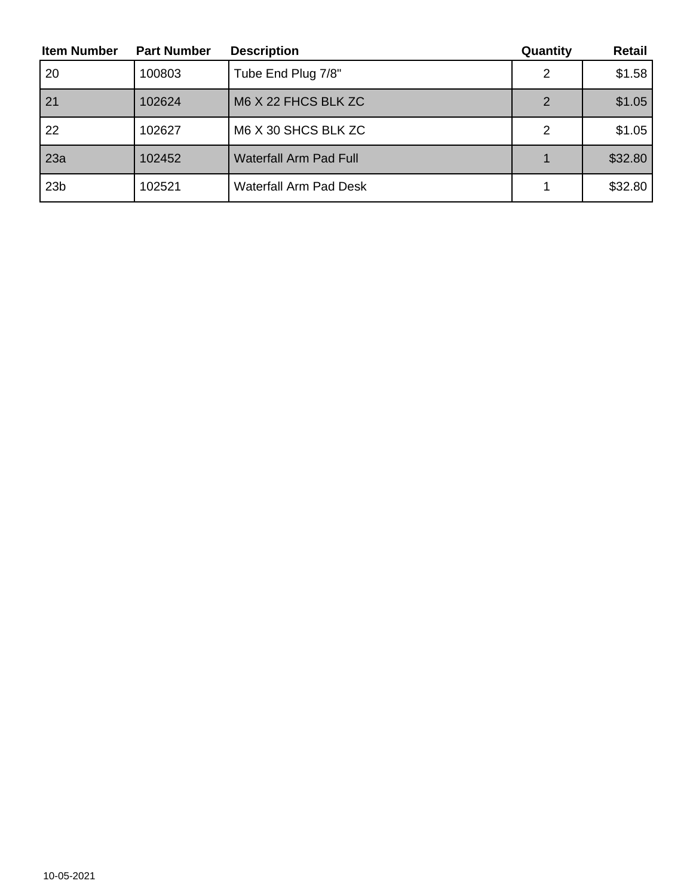| Item Number | Part Number | Description | Quantity | Retail |
|---|---|---|---|---|
| 20 | 100803 | Tube End Plug 7/8" | 2 | $1.58 |
| 21 | 102624 | M6 X 22 FHCS BLK ZC | 2 | $1.05 |
| 22 | 102627 | M6 X 30 SHCS BLK ZC | 2 | $1.05 |
| 23a | 102452 | Waterfall Arm Pad Full | 1 | $32.80 |
| 23b | 102521 | Waterfall Arm Pad Desk | 1 | $32.80 |

10-05-2021